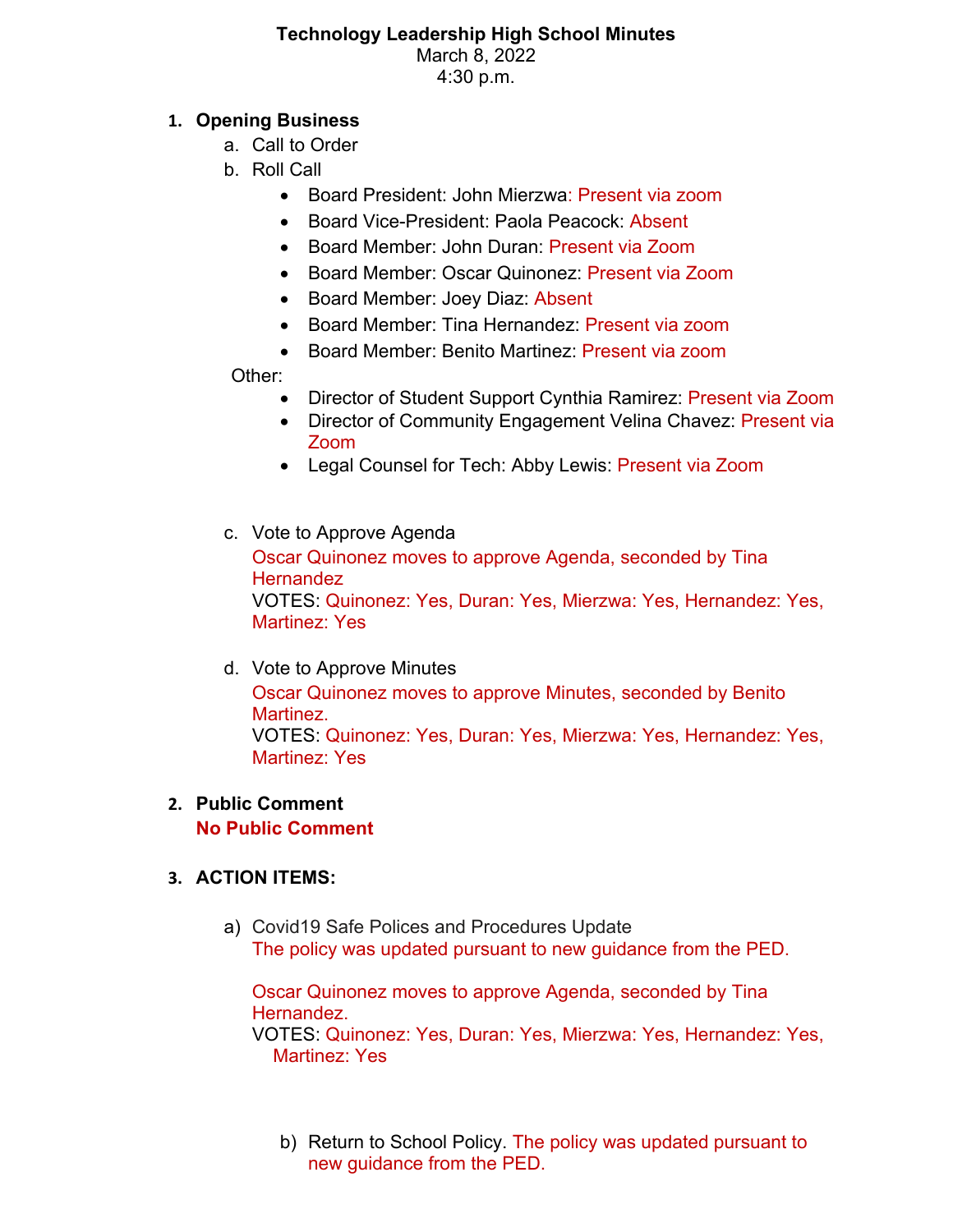**Technology Leadership High School Minutes**
March 8, 2022
4:30 p.m.

1. **Opening Business**
   a. Call to Order
   b. Roll Call
      - Board President: John Mierzwa: Present via zoom
      - Board Vice-President: Paola Peacock: Absent
      - Board Member: John Duran: Present via Zoom
      - Board Member: Oscar Quinonez: Present via Zoom
      - Board Member: Joey Diaz: Absent
      - Board Member: Tina Hernandez: Present via zoom
      - Board Member: Benito Martinez: Present via zoom

   Other:
      - Director of Student Support Cynthia Ramirez: Present via Zoom
      - Director of Community Engagement Velina Chavez: Present via Zoom
      - Legal Counsel for Tech: Abby Lewis: Present via Zoom

   c. Vote to Approve Agenda
      Oscar Quinonez moves to approve Agenda, seconded by Tina Hernandez
      VOTES: Quinonez: Yes, Duran: Yes, Mierzwa: Yes, Hernandez: Yes, Martinez: Yes

   d. Vote to Approve Minutes
      Oscar Quinonez moves to approve Minutes, seconded by Benito Martinez.
      VOTES: Quinonez: Yes, Duran: Yes, Mierzwa: Yes, Hernandez: Yes, Martinez: Yes

2. **Public Comment**
   **No Public Comment**

3. **ACTION ITEMS:**

   a) Covid19 Safe Polices and Procedures Update
      The policy was updated pursuant to new guidance from the PED.

      Oscar Quinonez moves to approve Agenda, seconded by Tina Hernandez.
      VOTES: Quinonez: Yes, Duran: Yes, Mierzwa: Yes, Hernandez: Yes, Martinez: Yes

   b) Return to School Policy. The policy was updated pursuant to new guidance from the PED.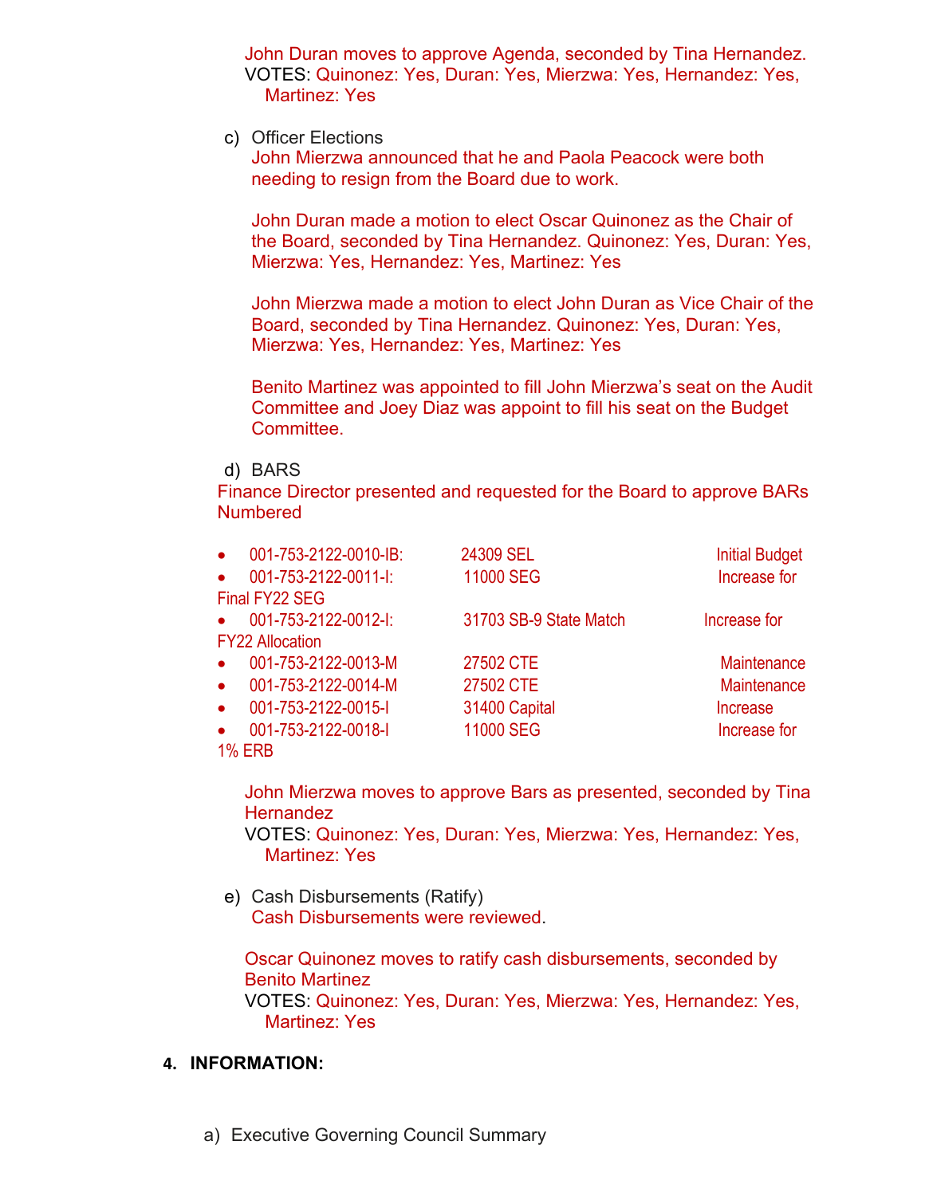John Duran moves to approve Agenda, seconded by Tina Hernandez.
VOTES: Quinonez: Yes, Duran: Yes, Mierzwa: Yes, Hernandez: Yes, Martinez: Yes

c) Officer Elections
John Mierzwa announced that he and Paola Peacock were both needing to resign from the Board due to work.

John Duran made a motion to elect Oscar Quinonez as the Chair of the Board, seconded by Tina Hernandez. Quinonez: Yes, Duran: Yes, Mierzwa: Yes, Hernandez: Yes, Martinez: Yes

John Mierzwa made a motion to elect John Duran as Vice Chair of the Board, seconded by Tina Hernandez. Quinonez: Yes, Duran: Yes, Mierzwa: Yes, Hernandez: Yes, Martinez: Yes

Benito Martinez was appointed to fill John Mierzwa's seat on the Audit Committee and Joey Diaz was appoint to fill his seat on the Budget Committee.

d) BARS
Finance Director presented and requested for the Board to approve BARs Numbered

- 001-753-2122-0010-IB: 24309 SEL Initial Budget
- 001-753-2122-0011-I: 11000 SEG Increase for Final FY22 SEG
- 001-753-2122-0012-I: 31703 SB-9 State Match Increase for FY22 Allocation
- 001-753-2122-0013-M 27502 CTE Maintenance
- 001-753-2122-0014-M 27502 CTE Maintenance
- 001-753-2122-0015-I 31400 Capital Increase
- 001-753-2122-0018-I 11000 SEG Increase for 1% ERB

John Mierzwa moves to approve Bars as presented, seconded by Tina Hernandez
VOTES: Quinonez: Yes, Duran: Yes, Mierzwa: Yes, Hernandez: Yes, Martinez: Yes

e) Cash Disbursements (Ratify)
Cash Disbursements were reviewed.

Oscar Quinonez moves to ratify cash disbursements, seconded by Benito Martinez
VOTES: Quinonez: Yes, Duran: Yes, Mierzwa: Yes, Hernandez: Yes, Martinez: Yes

**4. INFORMATION:**

a) Executive Governing Council Summary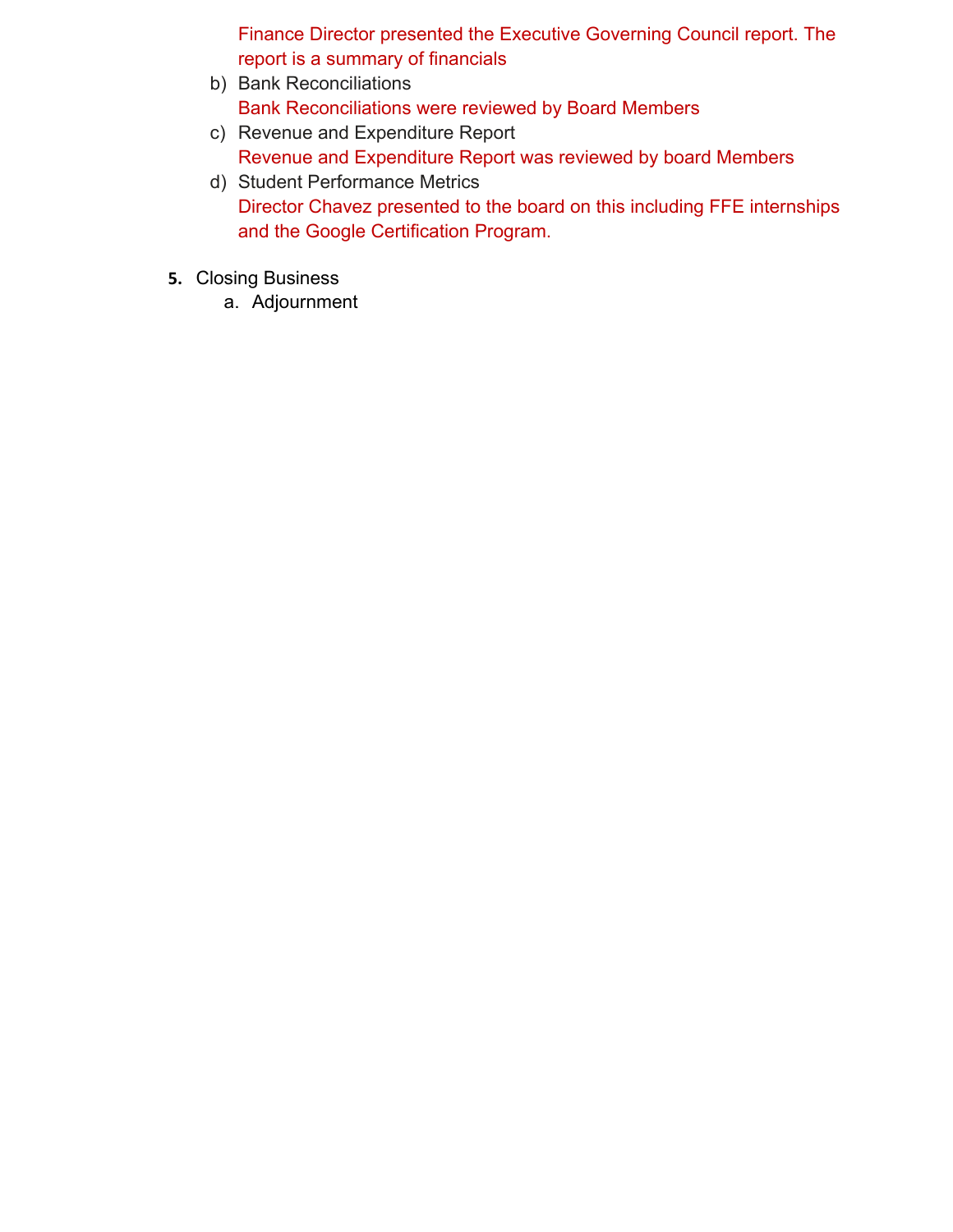Finance Director presented the Executive Governing Council report. The report is a summary of financials

b) Bank Reconciliations

Bank Reconciliations were reviewed by Board Members

c) Revenue and Expenditure Report

Revenue and Expenditure Report was reviewed by board Members

d) Student Performance Metrics

Director Chavez presented to the board on this including FFE internships and the Google Certification Program.

**5.** Closing Business

a. Adjournment